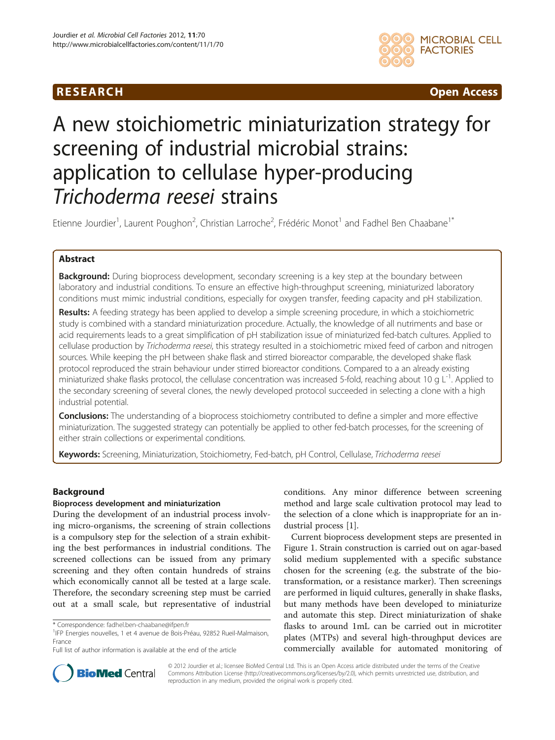**RESEARCH** **Open Access**

# A new stoichiometric miniaturization strategy for screening of industrial microbial strains: application to cellulase hyper-producing *Trichoderma reesei* strains

Etienne Jourdier[1], Laurent Poughon[2], Christian Larroche[2], Frédéric Monot[1] and Fadhel Ben Chaabane[1*]

## Abstract

**Background:** During bioprocess development, secondary screening is a key step at the boundary between laboratory and industrial conditions. To ensure an effective high-throughput screening, miniaturized laboratory conditions must mimic industrial conditions, especially for oxygen transfer, feeding capacity and pH stabilization.

**Results:** A feeding strategy has been applied to develop a simple screening procedure, in which a stoichiometric study is combined with a standard miniaturization procedure. Actually, the knowledge of all nutriments and base or acid requirements leads to a great simplification of pH stabilization issue of miniaturized fed-batch cultures. Applied to cellulase production by *Trichoderma reesei*, this strategy resulted in a stoichiometric mixed feed of carbon and nitrogen sources. While keeping the pH between shake flask and stirred bioreactor comparable, the developed shake flask protocol reproduced the strain behaviour under stirred bioreactor conditions. Compared to a an already existing miniaturized shake flasks protocol, the cellulase concentration was increased 5-fold, reaching about 10 g $L^{-1}$. Applied to the secondary screening of several clones, the newly developed protocol succeeded in selecting a clone with a high industrial potential.

**Conclusions:** The understanding of a bioprocess stoichiometry contributed to define a simpler and more effective miniaturization. The suggested strategy can potentially be applied to other fed-batch processes, for the screening of either strain collections or experimental conditions.

**Keywords:** Screening, Miniaturization, Stoichiometry, Fed-batch, pH Control, Cellulase, *Trichoderma reesei*

## Background

### Bioprocess development and miniaturization

During the development of an industrial process involving micro-organisms, the screening of strain collections is a compulsory step for the selection of a strain exhibiting the best performances in industrial conditions. The screened collections can be issued from any primary screening and they often contain hundreds of strains which economically cannot all be tested at a large scale. Therefore, the secondary screening step must be carried out at a small scale, but representative of industrial conditions. Any minor difference between screening method and large scale cultivation protocol may lead to the selection of a clone which is inappropriate for an industrial process [1].

Current bioprocess development steps are presented in Figure 1. Strain construction is carried out on agar-based solid medium supplemented with a specific substance chosen for the screening (e.g. the substrate of the biotransformation, or a resistance marker). Then screenings are performed in liquid cultures, generally in shake flasks, but many methods have been developed to miniaturize and automate this step. Direct miniaturization of shake flasks to around 1mL can be carried out in microtiter plates (MTPs) and several high-throughput devices are commercially available for automated monitoring of

\* Correspondence: fadhel.ben-chaabane@ifpen.fr
[1]IFP Energies nouvelles, 1 et 4 avenue de Bois-Préau, 92852 Rueil-Malmaison, France
Full list of author information is available at the end of the article

© 2012 Jourdier et al.; licensee BioMed Central Ltd. This is an Open Access article distributed under the terms of the Creative Commons Attribution License (http://creativecommons.org/licenses/by/2.0), which permits unrestricted use, distribution, and reproduction in any medium, provided the original work is properly cited.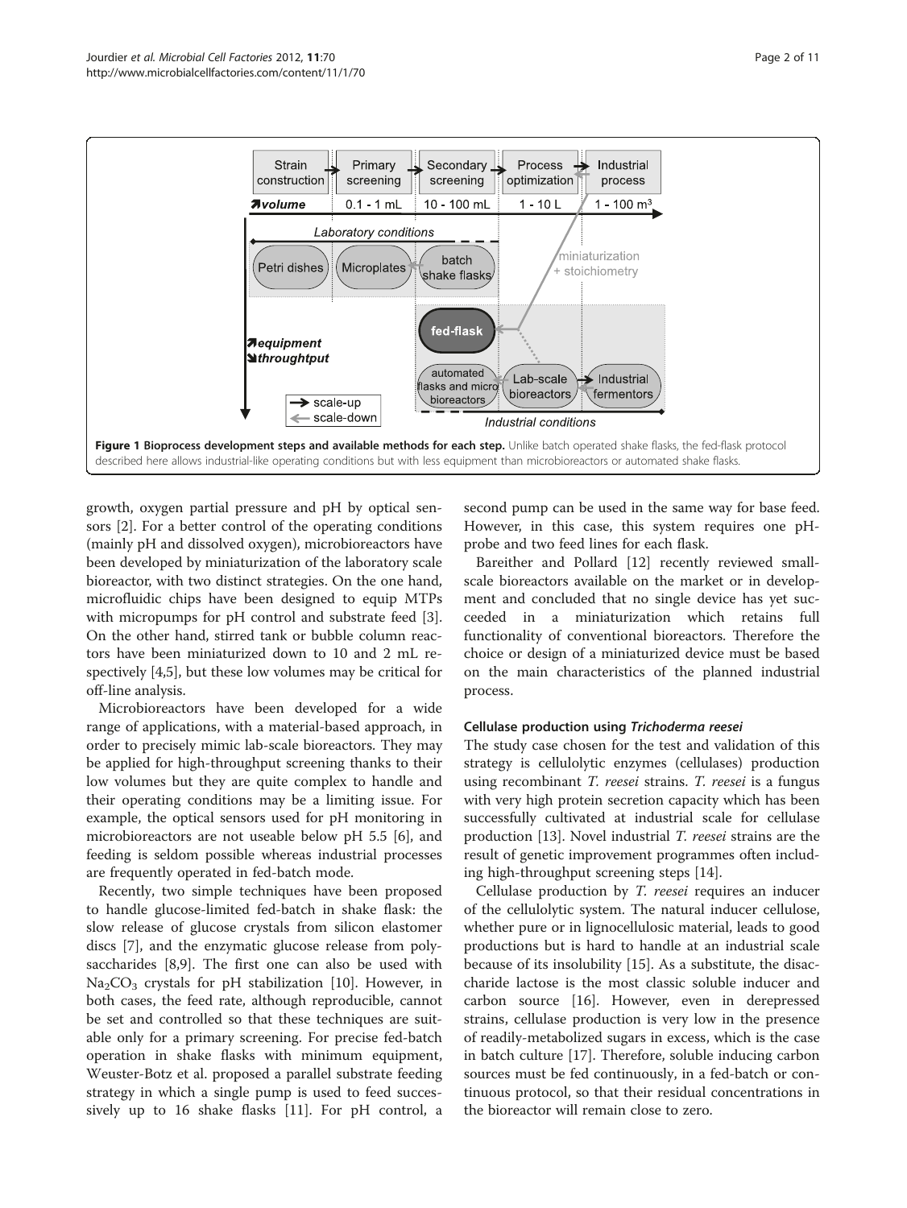**Figure 1 Bioprocess development steps and available methods for each step.** Unlike batch operated shake flasks, the fed-flask protocol described here allows industrial-like operating conditions but with less equipment than microbioreactors or automated shake flasks.

growth, oxygen partial pressure and pH by optical sensors [2]. For a better control of the operating conditions (mainly pH and dissolved oxygen), microbioreactors have been developed by miniaturization of the laboratory scale bioreactor, with two distinct strategies. On the one hand, microfluidic chips have been designed to equip MTPs with micropumps for pH control and substrate feed [3]. On the other hand, stirred tank or bubble column reactors have been miniaturized down to 10 and 2 mL respectively [4,5], but these low volumes may be critical for off-line analysis.

Microbioreactors have been developed for a wide range of applications, with a material-based approach, in order to precisely mimic lab-scale bioreactors. They may be applied for high-throughput screening thanks to their low volumes but they are quite complex to handle and their operating conditions may be a limiting issue. For example, the optical sensors used for pH monitoring in microbioreactors are not useable below pH 5.5 [6], and feeding is seldom possible whereas industrial processes are frequently operated in fed-batch mode.

Recently, two simple techniques have been proposed to handle glucose-limited fed-batch in shake flask: the slow release of glucose crystals from silicon elastomer discs [7], and the enzymatic glucose release from polysaccharides [8,9]. The first one can also be used with $Na_2CO_3$ crystals for pH stabilization [10]. However, in both cases, the feed rate, although reproducible, cannot be set and controlled so that these techniques are suitable only for a primary screening. For precise fed-batch operation in shake flasks with minimum equipment, Weuster-Botz et al. proposed a parallel substrate feeding strategy in which a single pump is used to feed successively up to 16 shake flasks [11]. For pH control, a second pump can be used in the same way for base feed. However, in this case, this system requires one pH-probe and two feed lines for each flask.

Bareither and Pollard [12] recently reviewed small-scale bioreactors available on the market or in development and concluded that no single device has yet succeeded in a miniaturization which retains full functionality of conventional bioreactors. Therefore the choice or design of a miniaturized device must be based on the main characteristics of the planned industrial process.

### Cellulase production using *Trichoderma reesei*

The study case chosen for the test and validation of this strategy is cellulolytic enzymes (cellulases) production using recombinant *T. reesei* strains. *T. reesei* is a fungus with very high protein secretion capacity which has been successfully cultivated at industrial scale for cellulase production [13]. Novel industrial *T. reesei* strains are the result of genetic improvement programmes often including high-throughput screening steps [14].

Cellulase production by *T. reesei* requires an inducer of the cellulolytic system. The natural inducer cellulose, whether pure or in lignocellulosic material, leads to good productions but is hard to handle at an industrial scale because of its insolubility [15]. As a substitute, the disaccharide lactose is the most classic soluble inducer and carbon source [16]. However, even in derepressed strains, cellulase production is very low in the presence of readily-metabolized sugars in excess, which is the case in batch culture [17]. Therefore, soluble inducing carbon sources must be fed continuously, in a fed-batch or continuous protocol, so that their residual concentrations in the bioreactor will remain close to zero.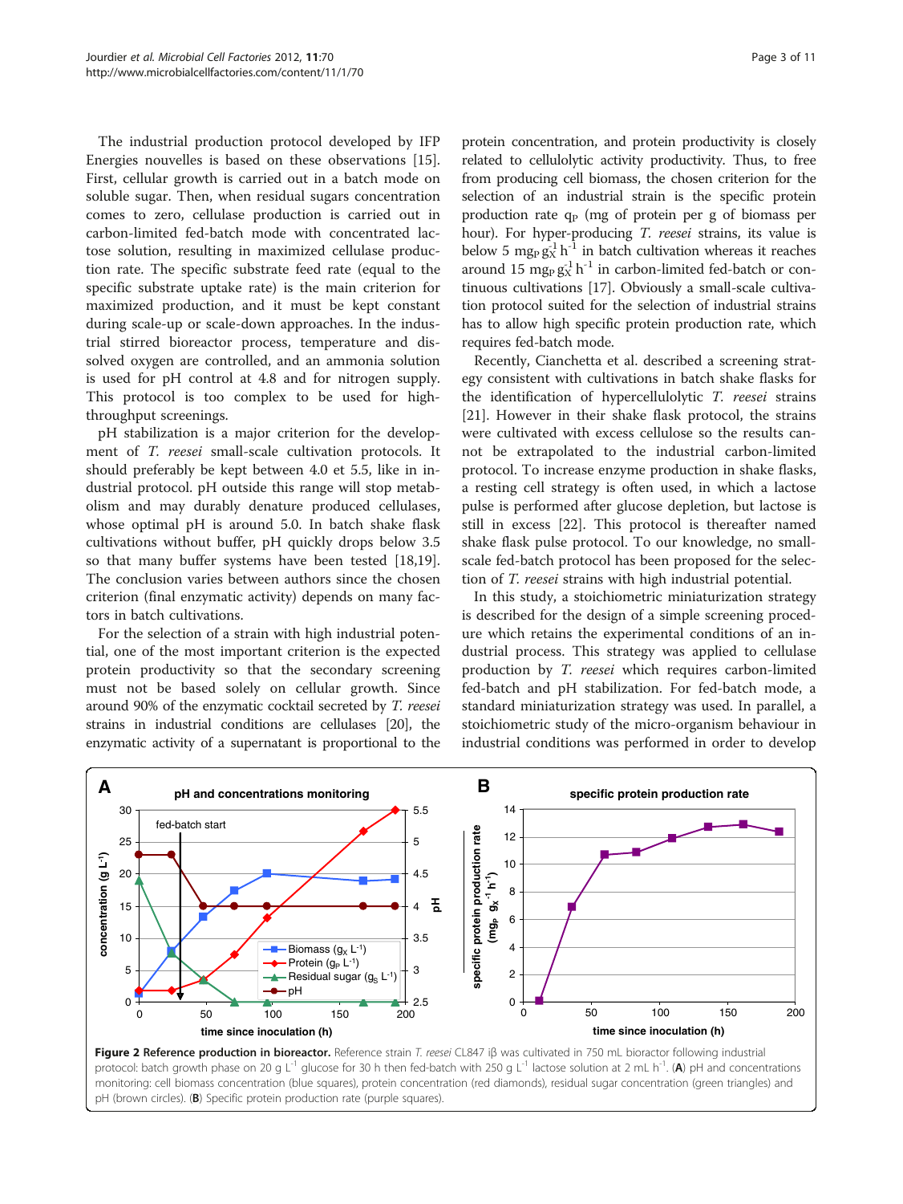The industrial production protocol developed by IFP Energies nouvelles is based on these observations [15]. First, cellular growth is carried out in a batch mode on soluble sugar. Then, when residual sugars concentration comes to zero, cellulase production is carried out in carbon-limited fed-batch mode with concentrated lactose solution, resulting in maximized cellulase production rate. The specific substrate feed rate (equal to the specific substrate uptake rate) is the main criterion for maximized production, and it must be kept constant during scale-up or scale-down approaches. In the industrial stirred bioreactor process, temperature and dissolved oxygen are controlled, and an ammonia solution is used for pH control at 4.8 and for nitrogen supply. This protocol is too complex to be used for high-throughput screenings.

pH stabilization is a major criterion for the development of *T. reesei* small-scale cultivation protocols. It should preferably be kept between 4.0 et 5.5, like in industrial protocol. pH outside this range will stop metabolism and may durably denature produced cellulases, whose optimal pH is around 5.0. In batch shake flask cultivations without buffer, pH quickly drops below 3.5 so that many buffer systems have been tested [18,19]. The conclusion varies between authors since the chosen criterion (final enzymatic activity) depends on many factors in batch cultivations.

For the selection of a strain with high industrial potential, one of the most important criterion is the expected protein productivity so that the secondary screening must not be based solely on cellular growth. Since around 90% of the enzymatic cocktail secreted by *T. reesei* strains in industrial conditions are cellulases [20], the enzymatic activity of a supernatant is proportional to the protein concentration, and protein productivity is closely related to cellulolytic activity productivity. Thus, to free from producing cell biomass, the chosen criterion for the selection of an industrial strain is the specific protein production rate $q_P$ (mg of protein per g of biomass per hour). For hyper-producing *T. reesei* strains, its value is below 5 $mg_P\, g_X^{-1}\, h^{-1}$ in batch cultivation whereas it reaches around 15 $mg_P\, g_X^{-1}\, h^{-1}$ in carbon-limited fed-batch or continuous cultivations [17]. Obviously a small-scale cultivation protocol suited for the selection of industrial strains has to allow high specific protein production rate, which requires fed-batch mode.

Recently, Cianchetta et al. described a screening strategy consistent with cultivations in batch shake flasks for the identification of hypercellulolytic *T. reesei* strains [21]. However in their shake flask protocol, the strains were cultivated with excess cellulose so the results cannot be extrapolated to the industrial carbon-limited protocol. To increase enzyme production in shake flasks, a resting cell strategy is often used, in which a lactose pulse is performed after glucose depletion, but lactose is still in excess [22]. This protocol is thereafter named shake flask pulse protocol. To our knowledge, no small-scale fed-batch protocol has been proposed for the selection of *T. reesei* strains with high industrial potential.

In this study, a stoichiometric miniaturization strategy is described for the design of a simple screening procedure which retains the experimental conditions of an industrial process. This strategy was applied to cellulase production by *T. reesei* which requires carbon-limited fed-batch and pH stabilization. For fed-batch mode, a standard miniaturization strategy was used. In parallel, a stoichiometric study of the micro-organism behaviour in industrial conditions was performed in order to develop

**Figure 2 Reference production in bioreactor.** Reference strain *T. reesei* CL847 iβ was cultivated in 750 mL biorator following industrial protocol: batch growth phase on 20 g $L^{-1}$ glucose for 30 h then fed-batch with 250 g $L^{-1}$ lactose solution at 2 mL $h^{-1}$. (**A**) pH and concentrations monitoring: cell biomass concentration (blue squares), protein concentration (red diamonds), residual sugar concentration (green triangles) and pH (brown circles). (**B**) Specific protein production rate (purple squares).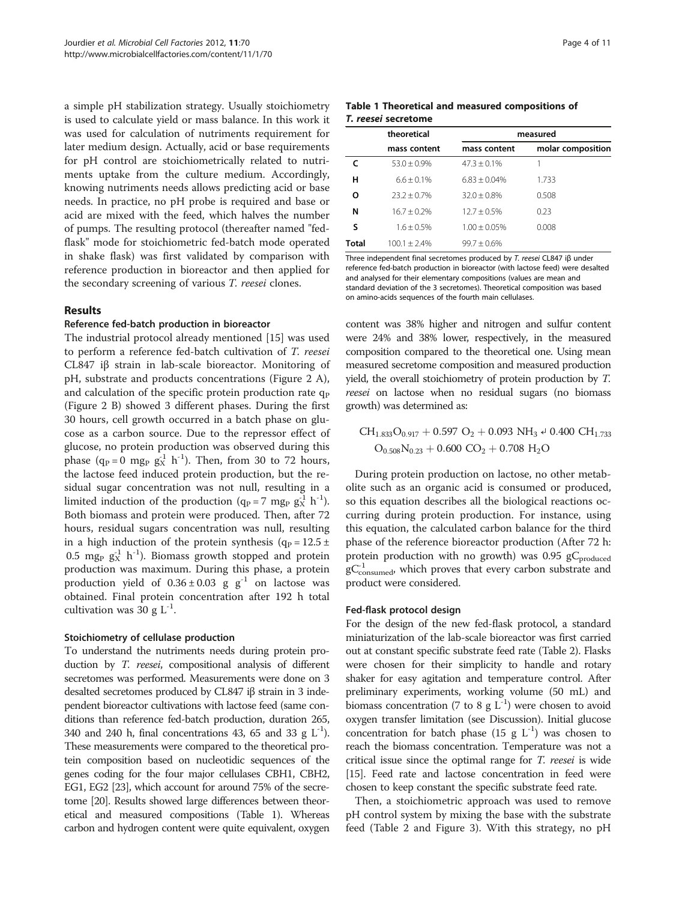a simple pH stabilization strategy. Usually stoichiometry is used to calculate yield or mass balance. In this work it was used for calculation of nutriments requirement for later medium design. Actually, acid or base requirements for pH control are stoichiometrically related to nutriments uptake from the culture medium. Accordingly, knowing nutriments needs allows predicting acid or base needs. In practice, no pH probe is required and base or acid are mixed with the feed, which halves the number of pumps. The resulting protocol (thereafter named "fed-flask" mode for stoichiometric fed-batch mode operated in shake flask) was first validated by comparison with reference production in bioreactor and then applied for the secondary screening of various *T. reesei* clones.

## Results

### Reference fed-batch production in bioreactor

The industrial protocol already mentioned [15] was used to perform a reference fed-batch cultivation of *T. reesei* CL847 iβ strain in lab-scale bioreactor. Monitoring of pH, substrate and products concentrations (Figure 2 A), and calculation of the specific protein production rate $q_P$ (Figure 2 B) showed 3 different phases. During the first 30 hours, cell growth occurred in a batch phase on glucose as a carbon source. Due to the repressor effect of glucose, no protein production was observed during this phase ($q_P = 0\ mg_P\ g_X^{-1}\ h^{-1}$). Then, from 30 to 72 hours, the lactose feed induced protein production, but the residual sugar concentration was not null, resulting in a limited induction of the production ($q_P = 7\ mg_P\ g_X^{-1}\ h^{-1}$). Both biomass and protein were produced. Then, after 72 hours, residual sugars concentration was null, resulting in a high induction of the protein synthesis ($q_P = 12.5 \pm 0.5\ mg_P\ g_X^{-1}\ h^{-1}$). Biomass growth stopped and protein production was maximum. During this phase, a protein production yield of $0.36 \pm 0.03\ g\ g^{-1}$ on lactose was obtained. Final protein concentration after 192 h total cultivation was 30 g $L^{-1}$.

### Stoichiometry of cellulase production

To understand the nutriments needs during protein production by *T. reesei*, compositional analysis of different secretomes was performed. Measurements were done on 3 desalted secretomes produced by CL847 iβ strain in 3 independent bioreactor cultivations with lactose feed (same conditions than reference fed-batch production, duration 265, 340 and 240 h, final concentrations 43, 65 and 33 g $L^{-1}$). These measurements were compared to the theoretical protein composition based on nucleotidic sequences of the genes coding for the four major cellulases CBH1, CBH2, EG1, EG2 [23], which account for around 75% of the secretome [20]. Results showed large differences between theoretical and measured compositions (Table 1). Whereas carbon and hydrogen content were quite equivalent, oxygen content was 38% higher and nitrogen and sulfur content were 24% and 38% lower, respectively, in the measured composition compared to the theoretical one. Using mean measured secretome composition and measured production yield, the overall stoichiometry of protein production by *T. reesei* on lactose when no residual sugars (no biomass growth) was determined as:

**Table 1 Theoretical and measured compositions of *T. reesei* secretome**

| | theoretical | measured | |
|---|---|---|---|
| | mass content | mass content | molar composition |
| C | 53.0 ± 0.9% | 47.3 ± 0.1% | 1 |
| H | 6.6 ± 0.1% | 6.83 ± 0.04% | 1.733 |
| O | 23.2 ± 0.7% | 32.0 ± 0.8% | 0.508 |
| N | 16.7 ± 0.2% | 12.7 ± 0.5% | 0.23 |
| S | 1.6 ± 0.5% | 1.00 ± 0.05% | 0.008 |
| Total | 100.1 ± 2.4% | 99.7 ± 0.6% | |

Three independent final secretomes produced by *T. reesei* CL847 iβ under reference fed-batch production in bioreactor (with lactose feed) were desalted and analysed for their elementary compositions (values are mean and standard deviation of the 3 secretomes). Theoretical composition was based on amino-acids sequences of the fourth main cellulases.

$$CH_{1.833}O_{0.917} + 0.597\ O_2 + 0.093\ NH_3 \rightarrow 0.400\ CH_{1.733}O_{0.508}N_{0.23} + 0.600\ CO_2 + 0.708\ H_2O$$

During protein production on lactose, no other metabolite such as an organic acid is consumed or produced, so this equation describes all the biological reactions occurring during protein production. For instance, using this equation, the calculated carbon balance for the third phase of the reference bioreactor production (After 72 h: protein production with no growth) was 0.95 $gC_{produced}\ gC_{consumed}^{-1}$, which proves that every carbon substrate and product were considered.

### Fed-flask protocol design

For the design of the new fed-flask protocol, a standard miniaturization of the lab-scale bioreactor was first carried out at constant specific substrate feed rate (Table 2). Flasks were chosen for their simplicity to handle and rotary shaker for easy agitation and temperature control. After preliminary experiments, working volume (50 mL) and biomass concentration (7 to 8 g $L^{-1}$) were chosen to avoid oxygen transfer limitation (see Discussion). Initial glucose concentration for batch phase (15 g $L^{-1}$) was chosen to reach the biomass concentration. Temperature was not a critical issue since the optimal range for *T. reesei* is wide [15]. Feed rate and lactose concentration in feed were chosen to keep constant the specific substrate feed rate.

Then, a stoichiometric approach was used to remove pH control system by mixing the base with the substrate feed (Table 2 and Figure 3). With this strategy, no pH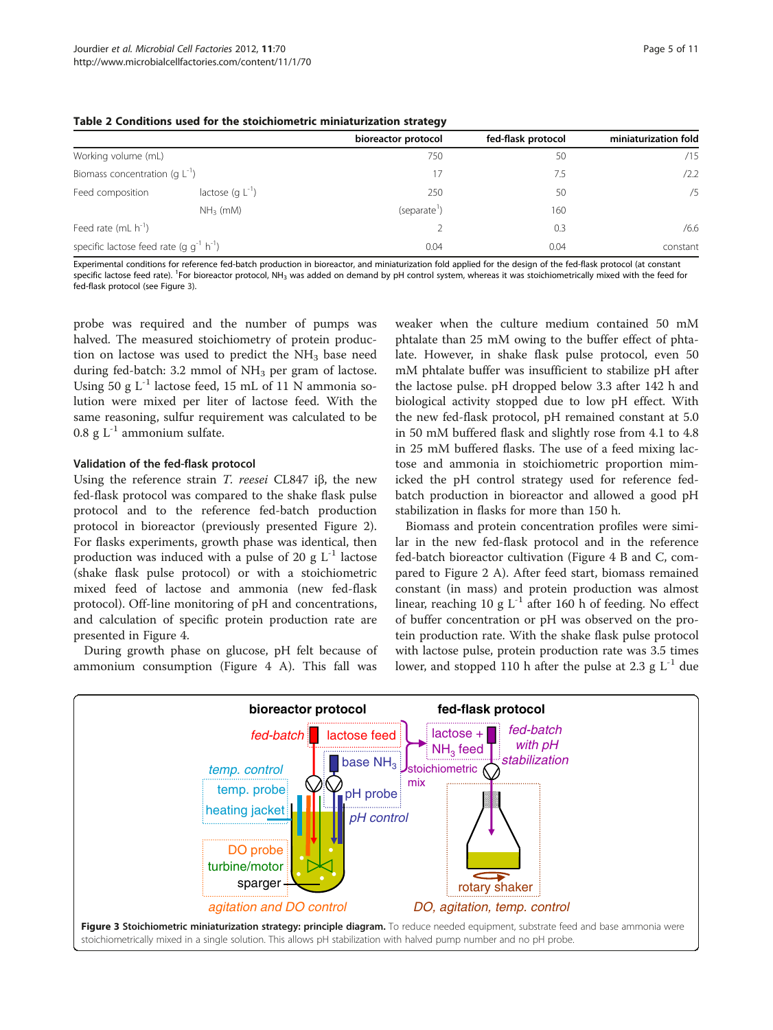**Table 2 Conditions used for the stoichiometric miniaturization strategy**

| | | bioreactor protocol | fed-flask protocol | miniaturization fold |
|---|---|---|---|---|
| Working volume (mL) | | 750 | 50 | /15 |
| Biomass concentration (g $L^{-1}$) | | 17 | 7.5 | /2.2 |
| Feed composition | lactose (g $L^{-1}$) | 250 | 50 | /5 |
| | $NH_3$ (mM) | (separate[1]) | 160 | |
| Feed rate (mL $h^{-1}$) | | 2 | 0.3 | /6.6 |
| specific lactose feed rate (g $g^{-1}$ $h^{-1}$) | | 0.04 | 0.04 | constant |

Experimental conditions for reference fed-batch production in bioreactor, and miniaturization fold applied for the design of the fed-flask protocol (at constant specific lactose feed rate). [1]For bioreactor protocol, $NH_3$ was added on demand by pH control system, whereas it was stoichiometrically mixed with the feed for fed-flask protocol (see Figure 3).

probe was required and the number of pumps was halved. The measured stoichiometry of protein production on lactose was used to predict the $NH_3$ base need during fed-batch: 3.2 mmol of $NH_3$ per gram of lactose. Using 50 g $L^{-1}$ lactose feed, 15 mL of 11 N ammonia solution were mixed per liter of lactose feed. With the same reasoning, sulfur requirement was calculated to be 0.8 g $L^{-1}$ ammonium sulfate.

### Validation of the fed-flask protocol

Using the reference strain *T. reesei* CL847 iβ, the new fed-flask protocol was compared to the shake flask pulse protocol and to the reference fed-batch production protocol in bioreactor (previously presented Figure 2). For flasks experiments, growth phase was identical, then production was induced with a pulse of 20 g $L^{-1}$ lactose (shake flask pulse protocol) or with a stoichiometric mixed feed of lactose and ammonia (new fed-flask protocol). Off-line monitoring of pH and concentrations, and calculation of specific protein production rate are presented in Figure 4.

During growth phase on glucose, pH felt because of ammonium consumption (Figure 4 A). This fall was weaker when the culture medium contained 50 mM phtalate than 25 mM owing to the buffer effect of phtalate. However, in shake flask pulse protocol, even 50 mM phtalate buffer was insufficient to stabilize pH after the lactose pulse. pH dropped below 3.3 after 142 h and biological activity stopped due to low pH effect. With the new fed-flask protocol, pH remained constant at 5.0 in 50 mM buffered flask and slightly rose from 4.1 to 4.8 in 25 mM buffered flasks. The use of a feed mixing lactose and ammonia in stoichiometric proportion mimicked the pH control strategy used for reference fed-batch production in bioreactor and allowed a good pH stabilization in flasks for more than 150 h.

Biomass and protein concentration profiles were similar in the new fed-flask protocol and in the reference fed-batch bioreactor cultivation (Figure 4 B and C, compared to Figure 2 A). After feed start, biomass remained constant (in mass) and protein production was almost linear, reaching 10 g $L^{-1}$ after 160 h of feeding. No effect of buffer concentration or pH was observed on the protein production rate. With the shake flask pulse protocol with lactose pulse, protein production rate was 3.5 times lower, and stopped 110 h after the pulse at 2.3 g $L^{-1}$ due

**Figure 3 Stoichiometric miniaturization strategy: principle diagram.** To reduce needed equipment, substrate feed and base ammonia were stoichiometrically mixed in a single solution. This allows pH stabilization with halved pump number and no pH probe.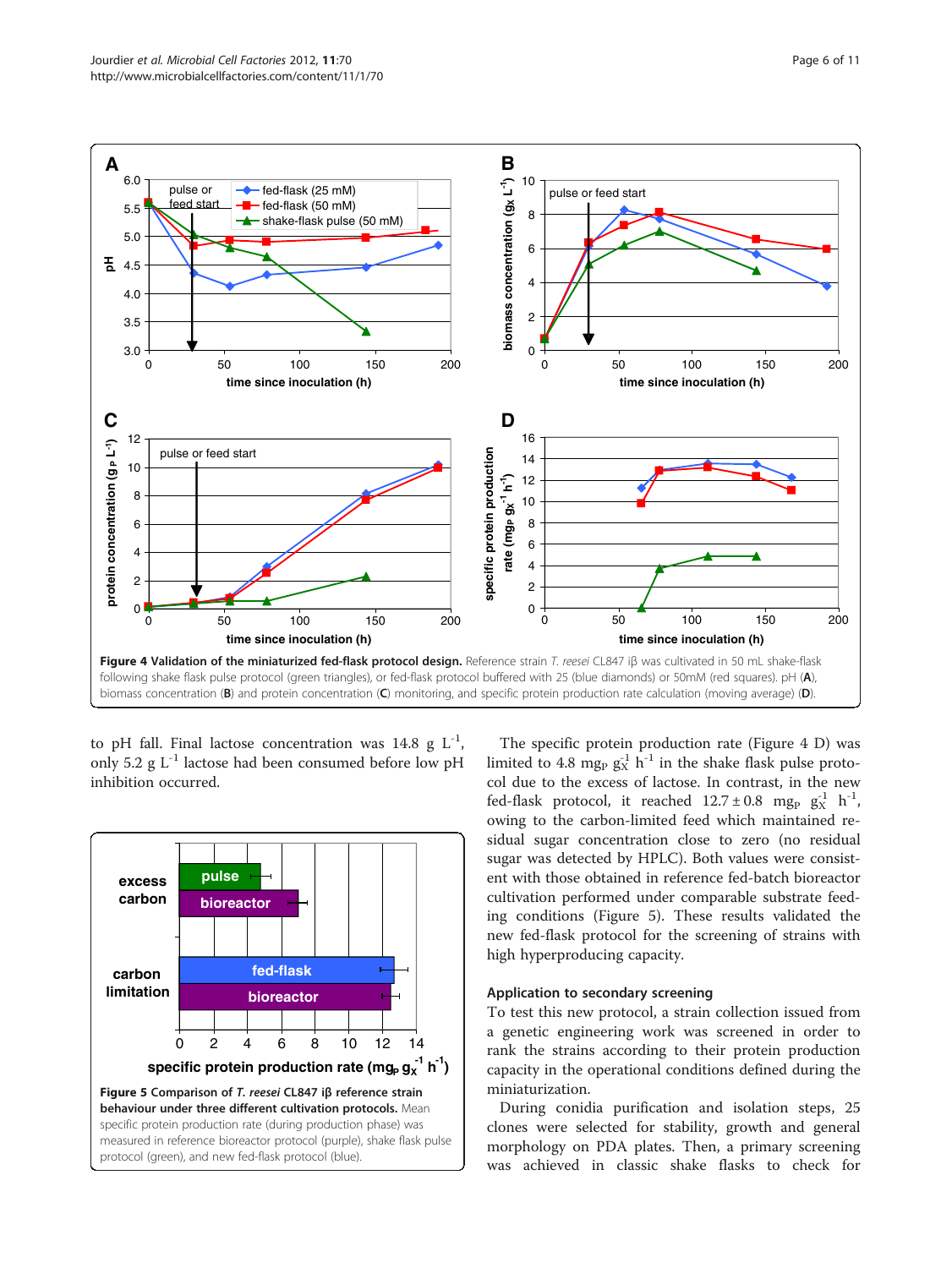**Figure 4 Validation of the miniaturized fed-flask protocol design.** Reference strain *T. reesei* CL847 iβ was cultivated in 50 mL shake-flask following shake flask pulse protocol (green triangles), or fed-flask protocol buffered with 25 (blue diamonds) or 50mM (red squares). pH (**A**), biomass concentration (**B**) and protein concentration (**C**) monitoring, and specific protein production rate calculation (moving average) (**D**).

to pH fall. Final lactose concentration was 14.8 g $L^{-1}$, only 5.2 g $L^{-1}$ lactose had been consumed before low pH inhibition occurred.

**Figure 5 Comparison of *T. reesei* CL847 iβ reference strain behaviour under three different cultivation protocols.** Mean specific protein production rate (during production phase) was measured in reference bioreactor protocol (purple), shake flask pulse protocol (green), and new fed-flask protocol (blue).

The specific protein production rate (Figure 4 D) was limited to 4.8 $mg_P\ g_X^{-1}\ h^{-1}$ in the shake flask pulse protocol due to the excess of lactose. In contrast, in the new fed-flask protocol, it reached $12.7 \pm 0.8$ $mg_P\ g_X^{-1}\ h^{-1}$, owing to the carbon-limited feed which maintained residual sugar concentration close to zero (no residual sugar was detected by HPLC). Both values were consistent with those obtained in reference fed-batch bioreactor cultivation performed under comparable substrate feeding conditions (Figure 5). These results validated the new fed-flask protocol for the screening of strains with high hyperproducing capacity.

### Application to secondary screening

To test this new protocol, a strain collection issued from a genetic engineering work was screened in order to rank the strains according to their protein production capacity in the operational conditions defined during the miniaturization.

During conidia purification and isolation steps, 25 clones were selected for stability, growth and general morphology on PDA plates. Then, a primary screening was achieved in classic shake flasks to check for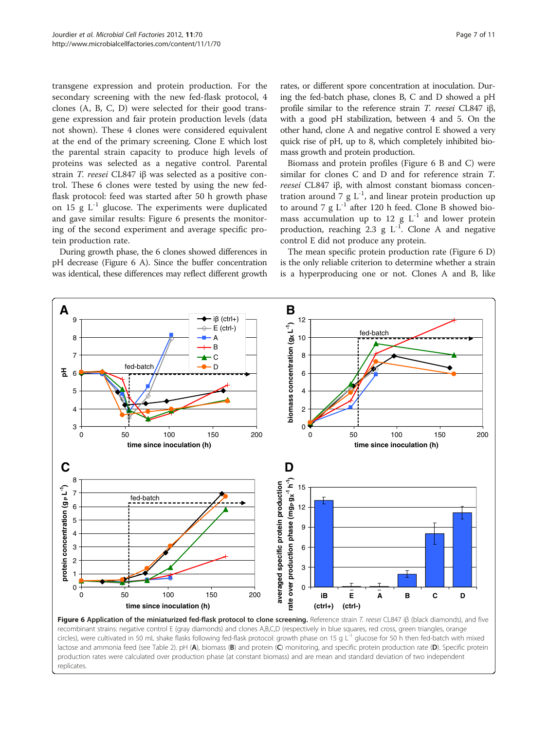transgene expression and protein production. For the secondary screening with the new fed-flask protocol, 4 clones (A, B, C, D) were selected for their good transgene expression and fair protein production levels (data not shown). These 4 clones were considered equivalent at the end of the primary screening. Clone E which lost the parental strain capacity to produce high levels of proteins was selected as a negative control. Parental strain *T. reesei* CL847 iβ was selected as a positive control. These 6 clones were tested by using the new fed-flask protocol: feed was started after 50 h growth phase on 15 g $L^{-1}$ glucose. The experiments were duplicated and gave similar results: Figure 6 presents the monitoring of the second experiment and average specific protein production rate.

During growth phase, the 6 clones showed differences in pH decrease (Figure 6 A). Since the buffer concentration was identical, these differences may reflect different growth rates, or different spore concentration at inoculation. During the fed-batch phase, clones B, C and D showed a pH profile similar to the reference strain *T. reesei* CL847 iβ, with a good pH stabilization, between 4 and 5. On the other hand, clone A and negative control E showed a very quick rise of pH, up to 8, which completely inhibited biomass growth and protein production.

Biomass and protein profiles (Figure 6 B and C) were similar for clones C and D and for reference strain *T. reesei* CL847 iβ, with almost constant biomass concentration around 7 g $L^{-1}$, and linear protein production up to around 7 g $L^{-1}$ after 120 h feed. Clone B showed biomass accumulation up to 12 g $L^{-1}$ and lower protein production, reaching 2.3 g $L^{-1}$. Clone A and negative control E did not produce any protein.

The mean specific protein production rate (Figure 6 D) is the only reliable criterion to determine whether a strain is a hyperproducing one or not. Clones A and B, like

**Figure 6 Application of the miniaturized fed-flask protocol to clone screening.** Reference strain *T. reesei* CL847 iβ (black diamonds), and five recombinant strains: negative control E (gray diamonds) and clones A,B,C,D (respectively in blue squares, red cross, green triangles, orange circles), were cultivated in 50 mL shake flasks following fed-flask protocol: growth phase on 15 g $L^{-1}$ glucose for 50 h then fed-batch with mixed lactose and ammonia feed (see Table 2). pH (**A**), biomass (**B**) and protein (**C**) monitoring, and specific protein production rate (**D**). Specific protein production rates were calculated over production phase (at constant biomass) and are mean and standard deviation of two independent replicates.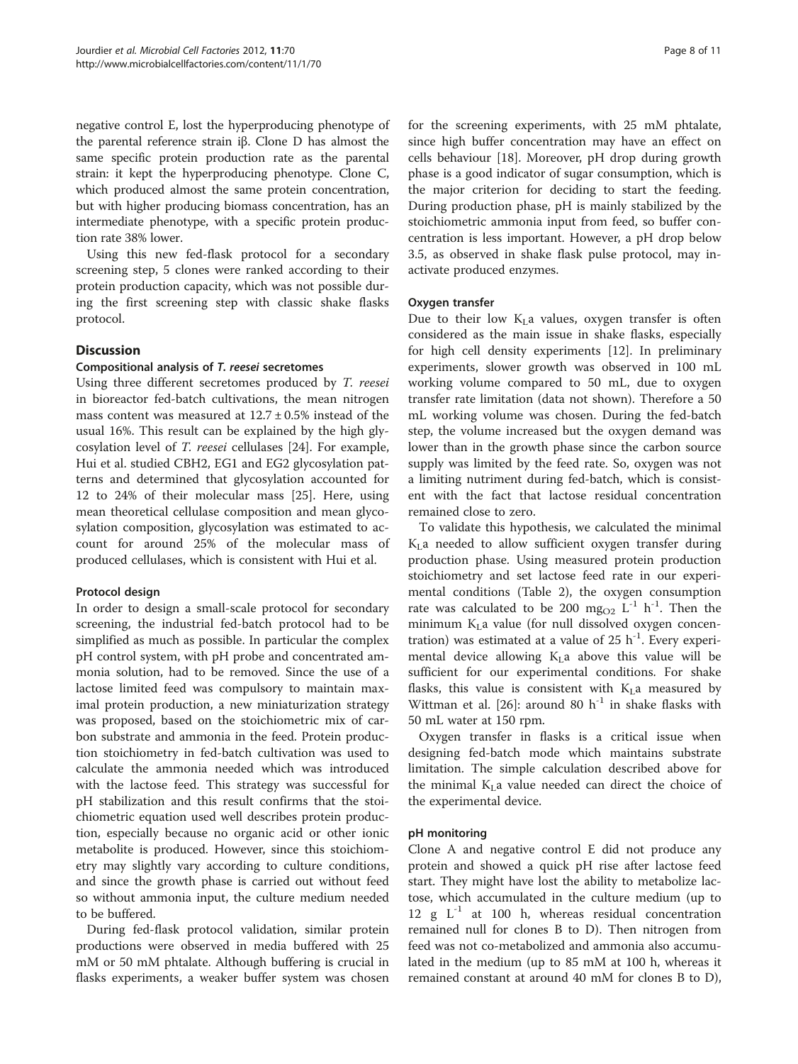negative control E, lost the hyperproducing phenotype of the parental reference strain iβ. Clone D has almost the same specific protein production rate as the parental strain: it kept the hyperproducing phenotype. Clone C, which produced almost the same protein concentration, but with higher producing biomass concentration, has an intermediate phenotype, with a specific protein production rate 38% lower.

Using this new fed-flask protocol for a secondary screening step, 5 clones were ranked according to their protein production capacity, which was not possible during the first screening step with classic shake flasks protocol.

## Discussion

### Compositional analysis of *T. reesei* secretomes

Using three different secretomes produced by *T. reesei* in bioreactor fed-batch cultivations, the mean nitrogen mass content was measured at 12.7 ± 0.5% instead of the usual 16%. This result can be explained by the high glycosylation level of *T. reesei* cellulases [24]. For example, Hui et al. studied CBH2, EG1 and EG2 glycosylation patterns and determined that glycosylation accounted for 12 to 24% of their molecular mass [25]. Here, using mean theoretical cellulase composition and mean glycosylation composition, glycosylation was estimated to account for around 25% of the molecular mass of produced cellulases, which is consistent with Hui et al.

### Protocol design

In order to design a small-scale protocol for secondary screening, the industrial fed-batch protocol had to be simplified as much as possible. In particular the complex pH control system, with pH probe and concentrated ammonia solution, had to be removed. Since the use of a lactose limited feed was compulsory to maintain maximal protein production, a new miniaturization strategy was proposed, based on the stoichiometric mix of carbon substrate and ammonia in the feed. Protein production stoichiometry in fed-batch cultivation was used to calculate the ammonia needed which was introduced with the lactose feed. This strategy was successful for pH stabilization and this result confirms that the stoichiometric equation used well describes protein production, especially because no organic acid or other ionic metabolite is produced. However, since this stoichiometry may slightly vary according to culture conditions, and since the growth phase is carried out without feed so without ammonia input, the culture medium needed to be buffered.

During fed-flask protocol validation, similar protein productions were observed in media buffered with 25 mM or 50 mM phtalate. Although buffering is crucial in flasks experiments, a weaker buffer system was chosen for the screening experiments, with 25 mM phtalate, since high buffer concentration may have an effect on cells behaviour [18]. Moreover, pH drop during growth phase is a good indicator of sugar consumption, which is the major criterion for deciding to start the feeding. During production phase, pH is mainly stabilized by the stoichiometric ammonia input from feed, so buffer concentration is less important. However, a pH drop below 3.5, as observed in shake flask pulse protocol, may inactivate produced enzymes.

### Oxygen transfer

Due to their low $K_La$ values, oxygen transfer is often considered as the main issue in shake flasks, especially for high cell density experiments [12]. In preliminary experiments, slower growth was observed in 100 mL working volume compared to 50 mL, due to oxygen transfer rate limitation (data not shown). Therefore a 50 mL working volume was chosen. During the fed-batch step, the volume increased but the oxygen demand was lower than in the growth phase since the carbon source supply was limited by the feed rate. So, oxygen was not a limiting nutriment during fed-batch, which is consistent with the fact that lactose residual concentration remained close to zero.

To validate this hypothesis, we calculated the minimal $K_La$ needed to allow sufficient oxygen transfer during production phase. Using measured protein production stoichiometry and set lactose feed rate in our experimental conditions (Table 2), the oxygen consumption rate was calculated to be 200 $mg_{O2}\ L^{-1}\ h^{-1}$. Then the minimum $K_La$ value (for null dissolved oxygen concentration) was estimated at a value of 25 $h^{-1}$. Every experimental device allowing $K_La$ above this value will be sufficient for our experimental conditions. For shake flasks, this value is consistent with $K_La$ measured by Wittman et al. [26]: around 80 $h^{-1}$ in shake flasks with 50 mL water at 150 rpm.

Oxygen transfer in flasks is a critical issue when designing fed-batch mode which maintains substrate limitation. The simple calculation described above for the minimal $K_La$ value needed can direct the choice of the experimental device.

### pH monitoring

Clone A and negative control E did not produce any protein and showed a quick pH rise after lactose feed start. They might have lost the ability to metabolize lactose, which accumulated in the culture medium (up to 12 g $L^{-1}$ at 100 h, whereas residual concentration remained null for clones B to D). Then nitrogen from feed was not co-metabolized and ammonia also accumulated in the medium (up to 85 mM at 100 h, whereas it remained constant at around 40 mM for clones B to D),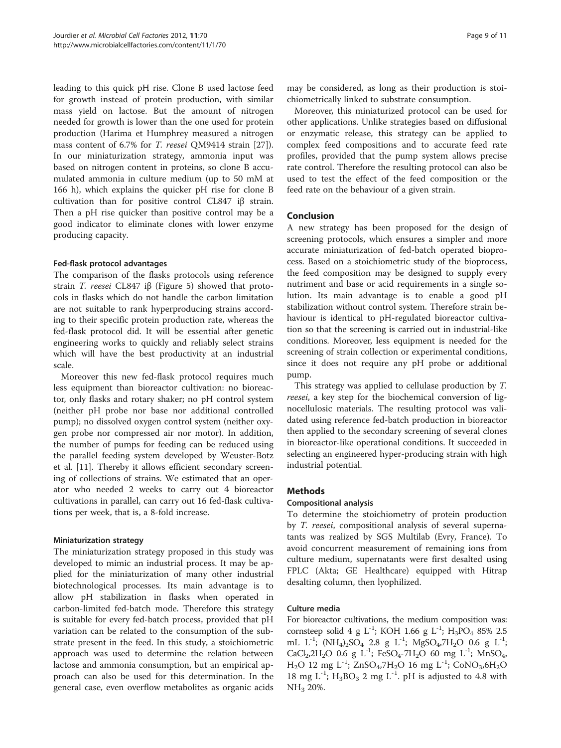leading to this quick pH rise. Clone B used lactose feed for growth instead of protein production, with similar mass yield on lactose. But the amount of nitrogen needed for growth is lower than the one used for protein production (Harima et Humphrey measured a nitrogen mass content of 6.7% for *T. reesei* QM9414 strain [27]). In our miniaturization strategy, ammonia input was based on nitrogen content in proteins, so clone B accumulated ammonia in culture medium (up to 50 mM at 166 h), which explains the quicker pH rise for clone B cultivation than for positive control CL847 iβ strain. Then a pH rise quicker than positive control may be a good indicator to eliminate clones with lower enzyme producing capacity.

#### Fed-flask protocol advantages

The comparison of the flasks protocols using reference strain *T. reesei* CL847 iβ (Figure 5) showed that protocols in flasks which do not handle the carbon limitation are not suitable to rank hyperproducing strains according to their specific protein production rate, whereas the fed-flask protocol did. It will be essential after genetic engineering works to quickly and reliably select strains which will have the best productivity at an industrial scale.

Moreover this new fed-flask protocol requires much less equipment than bioreactor cultivation: no bioreactor, only flasks and rotary shaker; no pH control system (neither pH probe nor base nor additional controlled pump); no dissolved oxygen control system (neither oxygen probe nor compressed air nor motor). In addition, the number of pumps for feeding can be reduced using the parallel feeding system developed by Weuster-Botz et al. [11]. Thereby it allows efficient secondary screening of collections of strains. We estimated that an operator who needed 2 weeks to carry out 4 bioreactor cultivations in parallel, can carry out 16 fed-flask cultivations per week, that is, a 8-fold increase.

#### Miniaturization strategy

The miniaturization strategy proposed in this study was developed to mimic an industrial process. It may be applied for the miniaturization of many other industrial biotechnological processes. Its main advantage is to allow pH stabilization in flasks when operated in carbon-limited fed-batch mode. Therefore this strategy is suitable for every fed-batch process, provided that pH variation can be related to the consumption of the substrate present in the feed. In this study, a stoichiometric approach was used to determine the relation between lactose and ammonia consumption, but an empirical approach can also be used for this determination. In the general case, even overflow metabolites as organic acids may be considered, as long as their production is stoichiometrically linked to substrate consumption.

Moreover, this miniaturized protocol can be used for other applications. Unlike strategies based on diffusional or enzymatic release, this strategy can be applied to complex feed compositions and to accurate feed rate profiles, provided that the pump system allows precise rate control. Therefore the resulting protocol can also be used to test the effect of the feed composition or the feed rate on the behaviour of a given strain.

## Conclusion

A new strategy has been proposed for the design of screening protocols, which ensures a simpler and more accurate miniaturization of fed-batch operated bioprocess. Based on a stoichiometric study of the bioprocess, the feed composition may be designed to supply every nutriment and base or acid requirements in a single solution. Its main advantage is to enable a good pH stabilization without control system. Therefore strain behaviour is identical to pH-regulated bioreactor cultivation so that the screening is carried out in industrial-like conditions. Moreover, less equipment is needed for the screening of strain collection or experimental conditions, since it does not require any pH probe or additional pump.

This strategy was applied to cellulase production by *T. reesei*, a key step for the biochemical conversion of lignocellulosic materials. The resulting protocol was validated using reference fed-batch production in bioreactor then applied to the secondary screening of several clones in bioreactor-like operational conditions. It succeeded in selecting an engineered hyper-producing strain with high industrial potential.

## Methods

#### Compositional analysis

To determine the stoichiometry of protein production by *T. reesei*, compositional analysis of several supernatants was realized by SGS Multilab (Evry, France). To avoid concurrent measurement of remaining ions from culture medium, supernatants were first desalted using FPLC (Akta; GE Healthcare) equipped with Hitrap desalting column, then lyophilized.

#### Culture media

For bioreactor cultivations, the medium composition was: cornsteep solid 4 g $L^{-1}$; KOH 1.66 g $L^{-1}$; $H_3PO_4$ 85% 2.5 mL $L^{-1}$; $(NH_4)_2SO_4$ 2.8 g $L^{-1}$; $MgSO_4,7H_2O$ 0.6 g $L^{-1}$; $CaCl_2,2H_2O$ 0.6 g $L^{-1}$; $FeSO_4$-$7H_2O$ 60 mg $L^{-1}$; $MnSO_4$, $H_2O$ 12 mg $L^{-1}$; $ZnSO_4,7H_2O$ 16 mg $L^{-1}$; $CoNO_3,6H_2O$ 18 mg $L^{-1}$; $H_3BO_3$ 2 mg $L^{-1}$. pH is adjusted to 4.8 with $NH_3$ 20%.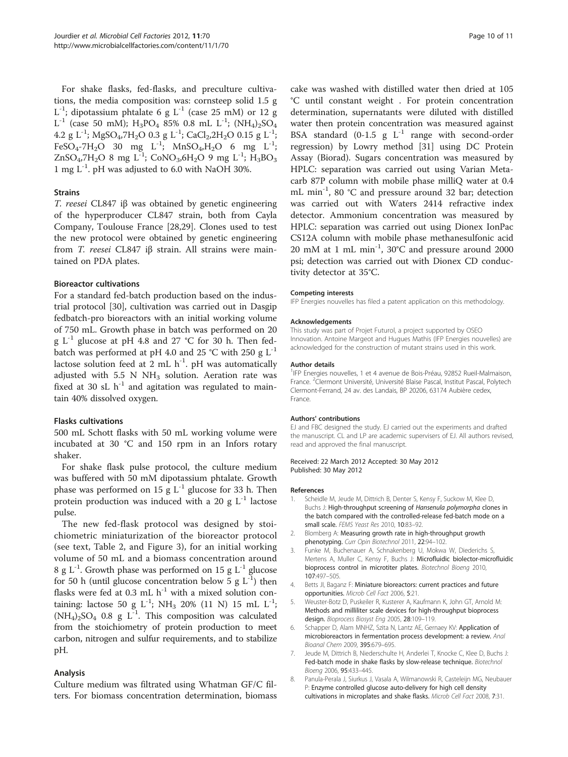For shake flasks, fed-flasks, and preculture cultivations, the media composition was: cornsteep solid 1.5 g $L^{-1}$; dipotassium phtalate 6 g $L^{-1}$ (case 25 mM) or 12 g $L^{-1}$ (case 50 mM); $H_3PO_4$ 85% 0.8 mL $L^{-1}$; $(NH_4)_2SO_4$ 4.2 g $L^{-1}$; $MgSO_4$,$7H_2O$ 0.3 g $L^{-1}$; $CaCl_2$,$2H_2O$ 0.15 g $L^{-1}$; $FeSO_4$-$7H_2O$ 30 mg $L^{-1}$; $MnSO_4$,$H_2O$ 6 mg $L^{-1}$; $ZnSO_4$,$7H_2O$ 8 mg $L^{-1}$; $CoNO_3$,$6H_2O$ 9 mg $L^{-1}$; $H_3BO_3$ 1 mg $L^{-1}$. pH was adjusted to 6.0 with NaOH 30%.

### Strains

*T. reesei* CL847 iβ was obtained by genetic engineering of the hyperproducer CL847 strain, both from Cayla Company, Toulouse France [28,29]. Clones used to test the new protocol were obtained by genetic engineering from *T. reesei* CL847 iβ strain. All strains were maintained on PDA plates.

### Bioreactor cultivations

For a standard fed-batch production based on the industrial protocol [30], cultivation was carried out in Dasgip fedbatch-pro bioreactors with an initial working volume of 750 mL. Growth phase in batch was performed on 20 g $L^{-1}$ glucose at pH 4.8 and 27 °C for 30 h. Then fed-batch was performed at pH 4.0 and 25 °C with 250 g $L^{-1}$ lactose solution feed at 2 mL $h^{-1}$. pH was automatically adjusted with 5.5 N $NH_3$ solution. Aeration rate was fixed at 30 sL $h^{-1}$ and agitation was regulated to maintain 40% dissolved oxygen.

### Flasks cultivations

500 mL Schott flasks with 50 mL working volume were incubated at 30 °C and 150 rpm in an Infors rotary shaker.

For shake flask pulse protocol, the culture medium was buffered with 50 mM dipotassium phtalate. Growth phase was performed on 15 g $L^{-1}$ glucose for 33 h. Then protein production was induced with a 20 g $L^{-1}$ lactose pulse.

The new fed-flask protocol was designed by stoichiometric miniaturization of the bioreactor protocol (see text, Table 2, and Figure 3), for an initial working volume of 50 mL and a biomass concentration around 8 g $L^{-1}$. Growth phase was performed on 15 g $L^{-1}$ glucose for 50 h (until glucose concentration below 5 g $L^{-1}$) then flasks were fed at 0.3 mL $h^{-1}$ with a mixed solution containing: lactose 50 g $L^{-1}$; $NH_3$ 20% (11 N) 15 mL $L^{-1}$; $(NH_4)_2SO_4$ 0.8 g $L^{-1}$. This composition was calculated from the stoichiometry of protein production to meet carbon, nitrogen and sulfur requirements, and to stabilize pH.

## Analysis

Culture medium was filtrated using Whatman GF/C filters. For biomass concentration determination, biomass cake was washed with distilled water then dried at 105 °C until constant weight . For protein concentration determination, supernatants were diluted with distilled water then protein concentration was measured against BSA standard (0-1.5 g $L^{-1}$ range with second-order regression) by Lowry method [31] using DC Protein Assay (Biorad). Sugars concentration was measured by HPLC: separation was carried out using Varian Metacarb 87P column with mobile phase milliQ water at 0.4 mL $min^{-1}$, 80 °C and pressure around 32 bar; detection was carried out with Waters 2414 refractive index detector. Ammonium concentration was measured by HPLC: separation was carried out using Dionex IonPac CS12A column with mobile phase methanesulfonic acid 20 mM at 1 mL $min^{-1}$, 30°C and pressure around 2000 psi; detection was carried out with Dionex CD conductivity detector at 35°C.

#### Competing interests

IFP Energies nouvelles has filed a patent application on this methodology.

#### Acknowledgements

This study was part of Projet Futurol, a project supported by OSEO Innovation. Antoine Margeot and Hugues Mathis (IFP Energies nouvelles) are acknowledged for the construction of mutant strains used in this work.

#### Author details

[1]IFP Energies nouvelles, 1 et 4 avenue de Bois-Préau, 92852 Rueil-Malmaison, France. [2]Clermont Université, Université Blaise Pascal, Institut Pascal, Polytech Clermont-Ferrand, 24 av. des Landais, BP 20206, 63174 Aubière cedex, France.

#### Authors' contributions

EJ and FBC designed the study. EJ carried out the experiments and drafted the manuscript. CL and LP are academic supervisers of EJ. All authors revised, read and approved the final manuscript.

Received: 22 March 2012 Accepted: 30 May 2012
Published: 30 May 2012

#### References

1. Scheidle M, Jeude M, Dittrich B, Denter S, Kensy F, Suckow M, Klee D, Buchs J: **High-throughput screening of *Hansenula polymorpha* clones in the batch compared with the controlled-release fed-batch mode on a small scale.** *FEMS Yeast Res* 2010, **10**:83–92.
2. Blomberg A: **Measuring growth rate in high-throughput growth phenotyping.** *Curr Opin Biotechnol* 2011, **22**:94–102.
3. Funke M, Buchenauer A, Schnakenberg U, Mokwa W, Diederichs S, Mertens A, Muller C, Kensy F, Buchs J: **Microfluidic biolector-microfluidic bioprocess control in microtiter plates.** *Biotechnol Bioeng* 2010, **107**:497–505.
4. Betts JI, Baganz F: **Miniature bioreactors: current practices and future opportunities.** *Microb Cell Fact* 2006, **5**:21.
5. Weuster-Botz D, Puskeiler R, Kusterer A, Kaufmann K, John GT, Arnold M: **Methods and milliliter scale devices for high-throughput bioprocess design.** *Bioprocess Biosyst Eng* 2005, **28**:109–119.
6. Schapper D, Alam MNHZ, Szita N, Lantz AE, Gernaey KV: **Application of microbioreactors in fermentation process development: a review.** *Anal Bioanal Chem* 2009, **395**:679–695.
7. Jeude M, Dittrich B, Niederschulte H, Anderlei T, Knocke C, Klee D, Buchs J: **Fed-batch mode in shake flasks by slow-release technique.** *Biotechnol Bioeng* 2006, **95**:433–445.
8. Panula-Perala J, Siurkus J, Vasala A, Wilmanowski R, Casteleijn MG, Neubauer P: **Enzyme controlled glucose auto-delivery for high cell density cultivations in microplates and shake flasks.** *Microb Cell Fact* 2008, **7**:31.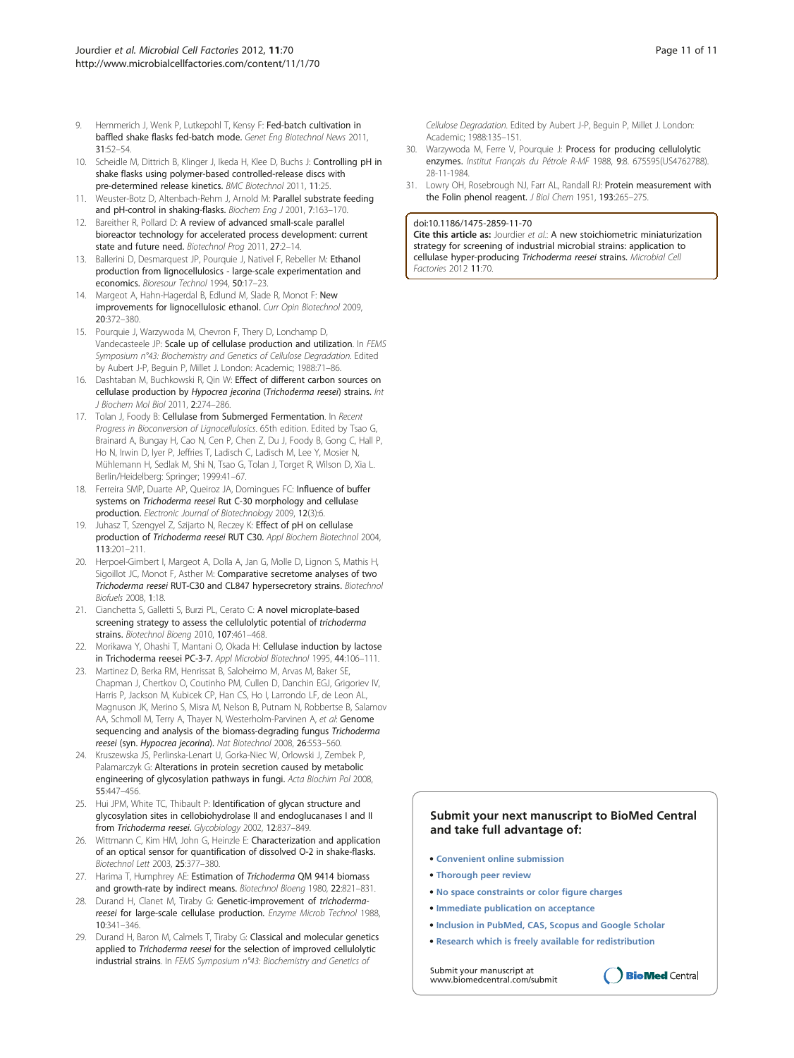9. Hemmerich J, Wenk P, Lutkepohl T, Kensy F: **Fed-batch cultivation in baffled shake flasks fed-batch mode.** *Genet Eng Biotechnol News* 2011, **31**:52–54.
10. Scheidle M, Dittrich B, Klinger J, Ikeda H, Klee D, Buchs J: **Controlling pH in shake flasks using polymer-based controlled-release discs with pre-determined release kinetics.** *BMC Biotechnol* 2011, **11**:25.
11. Weuster-Botz D, Altenbach-Rehm J, Arnold M: **Parallel substrate feeding and pH-control in shaking-flasks.** *Biochem Eng J* 2001, **7**:163–170.
12. Bareither R, Pollard D: **A review of advanced small-scale parallel bioreactor technology for accelerated process development: current state and future need.** *Biotechnol Prog* 2011, **27**:2–14.
13. Ballerini D, Desmarquest JP, Pourquie J, Nativel F, Rebeller M: **Ethanol production from lignocellulosics - large-scale experimentation and economics.** *Bioresour Technol* 1994, **50**:17–23.
14. Margeot A, Hahn-Hagerdal B, Edlund M, Slade R, Monot F: **New improvements for lignocellulosic ethanol.** *Curr Opin Biotechnol* 2009, **20**:372–380.
15. Pourquie J, Warzywoda M, Chevron F, Thery D, Lonchamp D, Vandecasteele JP: **Scale up of cellulase production and utilization.** In *FEMS Symposium n°43: Biochemistry and Genetics of Cellulose Degradation*. Edited by Aubert J-P, Beguin P, Millet J. London: Academic; 1988:71–86.
16. Dashtaban M, Buchkowski R, Qin W: **Effect of different carbon sources on cellulase production by *Hypocrea jecorina* (*Trichoderma reesei*) strains.** *Int J Biochem Mol Biol* 2011, **2**:274–286.
17. Tolan J, Foody B: **Cellulase from Submerged Fermentation**. In *Recent Progress in Bioconversion of Lignocellulosics*. 65th edition. Edited by Tsao G, Brainard A, Bungay H, Cao N, Cen P, Chen Z, Du J, Foody B, Gong C, Hall P, Ho N, Irwin D, Iyer P, Jeffries T, Ladisch C, Ladisch M, Lee Y, Mosier N, Mühlemann H, Sedlak M, Shi N, Tsao G, Tolan J, Torget R, Wilson D, Xia L. Berlin/Heidelberg: Springer; 1999:41–67.
18. Ferreira SMP, Duarte AP, Queiroz JA, Domingues FC: **Influence of buffer systems on *Trichoderma reesei* Rut C-30 morphology and cellulase production.** *Electronic Journal of Biotechnology* 2009, **12**(3):6.
19. Juhasz T, Szengyel Z, Szijarto N, Reczey K: **Effect of pH on cellulase production of *Trichoderma reesei* RUT C30.** *Appl Biochem Biotechnol* 2004, **113**:201–211.
20. Herpoel-Gimbert I, Margeot A, Dolla A, Jan G, Molle D, Lignon S, Mathis H, Sigoillot JC, Monot F, Asther M: **Comparative secretome analyses of two *Trichoderma reesei* RUT-C30 and CL847 hypersecretory strains.** *Biotechnol Biofuels* 2008, **1**:18.
21. Cianchetta S, Galletti S, Burzi PL, Cerato C: **A novel microplate-based screening strategy to assess the cellulolytic potential of *trichoderma* strains.** *Biotechnol Bioeng* 2010, **107**:461–468.
22. Morikawa Y, Ohashi T, Mantani O, Okada H: **Cellulase induction by lactose in Trichoderma reesei PC-3-7.** *Appl Microbiol Biotechnol* 1995, **44**:106–111.
23. Martinez D, Berka RM, Henrissat B, Saloheimo M, Arvas M, Baker SE, Chapman J, Chertkov O, Coutinho PM, Cullen D, Danchin EGJ, Grigoriev IV, Harris P, Jackson M, Kubicek CP, Han CS, Ho I, Larrondo LF, de Leon AL, Magnuson JK, Merino S, Misra M, Nelson B, Putnam N, Robbertse B, Salamov AA, Schmoll M, Terry A, Thayer N, Westerholm-Parvinen A, *et al*: **Genome sequencing and analysis of the biomass-degrading fungus *Trichoderma reesei* (syn. *Hypocrea jecorina*).** *Nat Biotechnol* 2008, **26**:553–560.
24. Kruszewska JS, Perlinska-Lenart U, Gorka-Niec W, Orlowski J, Zembek P, Palamarczyk G: **Alterations in protein secretion caused by metabolic engineering of glycosylation pathways in fungi.** *Acta Biochim Pol* 2008, **55**:447–456.
25. Hui JPM, White TC, Thibault P: **Identification of glycan structure and glycosylation sites in cellobiohydrolase II and endoglucanases I and II from *Trichoderma reesei*.** *Glycobiology* 2002, **12**:837–849.
26. Wittmann C, Kim HM, John G, Heinzle E: **Characterization and application of an optical sensor for quantification of dissolved O-2 in shake-flasks.** *Biotechnol Lett* 2003, **25**:377–380.
27. Harima T, Humphrey AE: **Estimation of *Trichoderma* QM 9414 biomass and growth-rate by indirect means.** *Biotechnol Bioeng* 1980, **22**:821–831.
28. Durand H, Clanet M, Tiraby G: **Genetic-improvement of *trichoderma-reesei* for large-scale cellulase production.** *Enzyme Microb Technol* 1988, **10**:341–346.
29. Durand H, Baron M, Calmels T, Tiraby G: **Classical and molecular genetics applied to *Trichoderma reesei* for the selection of improved cellulolytic industrial strains.** In *FEMS Symposium n°43: Biochemistry and Genetics of Cellulose Degradation*. Edited by Aubert J-P, Beguin P, Millet J. London: Academic; 1988:135–151.
30. Warzywoda M, Ferre V, Pourquie J: **Process for producing cellulolytic enzymes.** *Institut Français du Pétrole R-MF* 1988, **9**:8. 675595(US4762788). 28-11-1984.
31. Lowry OH, Rosebrough NJ, Farr AL, Randall RJ: **Protein measurement with the Folin phenol reagent.** *J Biol Chem* 1951, **193**:265–275.

doi:10.1186/1475-2859-11-70

**Cite this article as:** Jourdier *et al.*: A new stoichiometric miniaturization strategy for screening of industrial microbial strains: application to cellulase hyper-producing *Trichoderma reesei* strains. *Microbial Cell Factories* 2012 **11**:70.

**Submit your next manuscript to BioMed Central and take full advantage of:**

- Convenient online submission
- Thorough peer review
- No space constraints or color figure charges
- Immediate publication on acceptance
- Inclusion in PubMed, CAS, Scopus and Google Scholar
- Research which is freely available for redistribution

Submit your manuscript at www.biomedcentral.com/submit